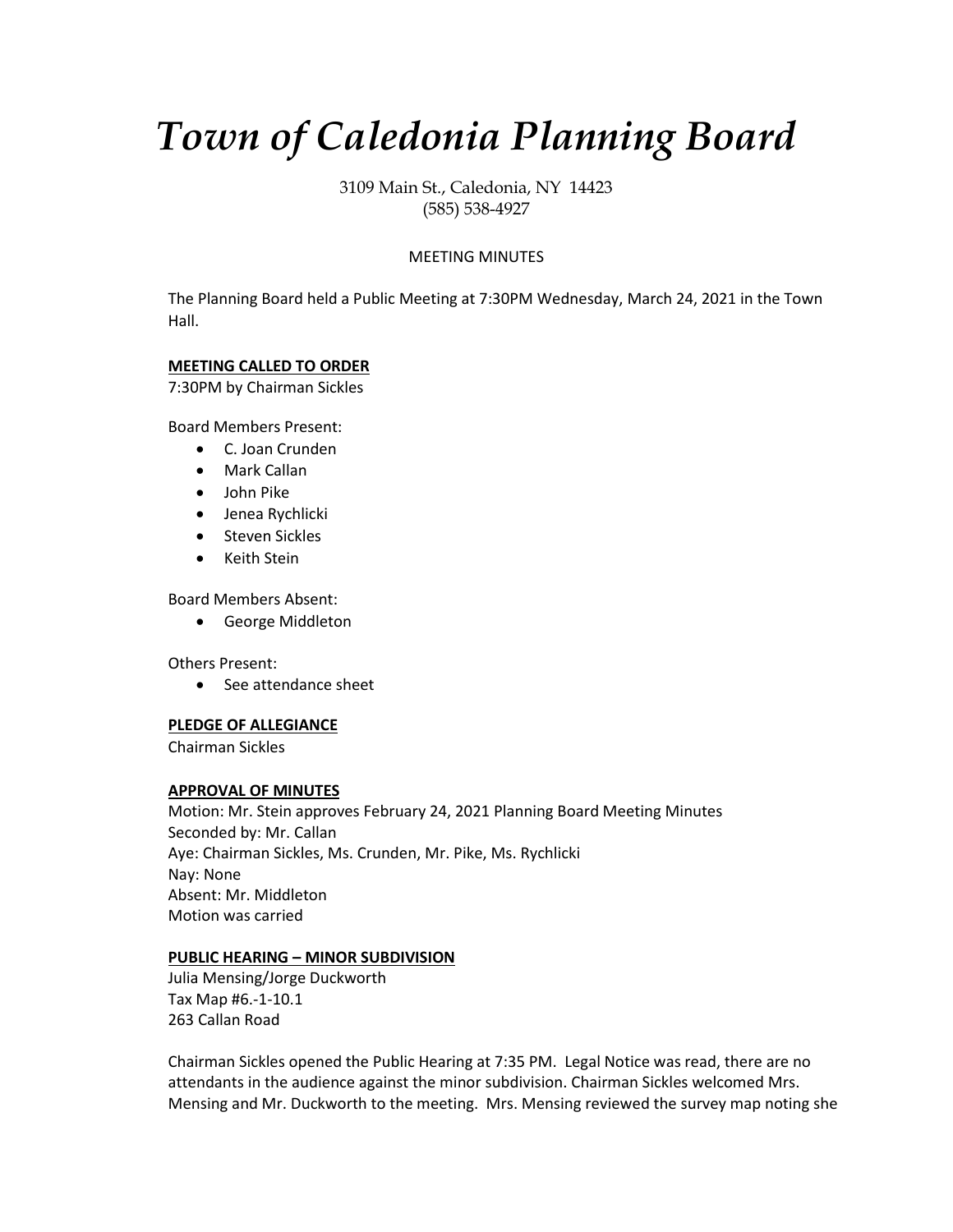# *Town of Caledonia Planning Board*

3109 Main St., Caledonia, NY 14423
(585) 538-4927

MEETING MINUTES

The Planning Board held a Public Meeting at 7:30PM Wednesday, March 24, 2021 in the Town Hall.

**MEETING CALLED TO ORDER**
7:30PM by Chairman Sickles

Board Members Present:

- C. Joan Crunden
- Mark Callan
- John Pike
- Jenea Rychlicki
- Steven Sickles
- Keith Stein

Board Members Absent:

- George Middleton

Others Present:

- See attendance sheet

**PLEDGE OF ALLEGIANCE**
Chairman Sickles

**APPROVAL OF MINUTES**
Motion: Mr. Stein approves February 24, 2021 Planning Board Meeting Minutes
Seconded by: Mr. Callan
Aye: Chairman Sickles, Ms. Crunden, Mr. Pike, Ms. Rychlicki
Nay: None
Absent: Mr. Middleton
Motion was carried

**PUBLIC HEARING – MINOR SUBDIVISION**
Julia Mensing/Jorge Duckworth
Tax Map #6.-1-10.1
263 Callan Road

Chairman Sickles opened the Public Hearing at 7:35 PM. Legal Notice was read, there are no attendants in the audience against the minor subdivision. Chairman Sickles welcomed Mrs. Mensing and Mr. Duckworth to the meeting. Mrs. Mensing reviewed the survey map noting she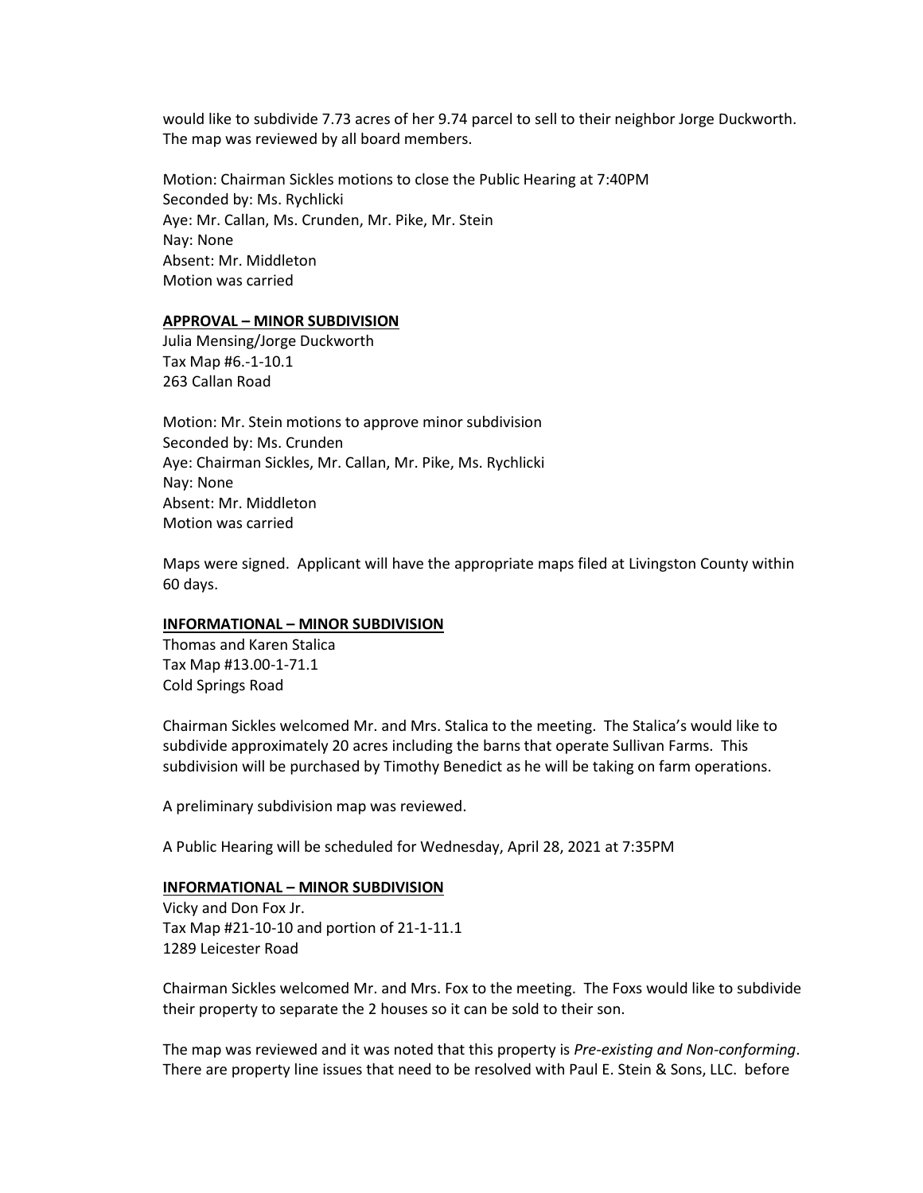would like to subdivide 7.73 acres of her 9.74 parcel to sell to their neighbor Jorge Duckworth. The map was reviewed by all board members.

Motion: Chairman Sickles motions to close the Public Hearing at 7:40PM
Seconded by: Ms. Rychlicki
Aye: Mr. Callan, Ms. Crunden, Mr. Pike, Mr. Stein
Nay: None
Absent: Mr. Middleton
Motion was carried

**APPROVAL – MINOR SUBDIVISION**

Julia Mensing/Jorge Duckworth
Tax Map #6.-1-10.1
263 Callan Road

Motion: Mr. Stein motions to approve minor subdivision
Seconded by: Ms. Crunden
Aye: Chairman Sickles, Mr. Callan, Mr. Pike, Ms. Rychlicki
Nay: None
Absent: Mr. Middleton
Motion was carried

Maps were signed. Applicant will have the appropriate maps filed at Livingston County within 60 days.

**INFORMATIONAL – MINOR SUBDIVISION**

Thomas and Karen Stalica
Tax Map #13.00-1-71.1
Cold Springs Road

Chairman Sickles welcomed Mr. and Mrs. Stalica to the meeting. The Stalica's would like to subdivide approximately 20 acres including the barns that operate Sullivan Farms. This subdivision will be purchased by Timothy Benedict as he will be taking on farm operations.

A preliminary subdivision map was reviewed.

A Public Hearing will be scheduled for Wednesday, April 28, 2021 at 7:35PM

**INFORMATIONAL – MINOR SUBDIVISION**

Vicky and Don Fox Jr.
Tax Map #21-10-10 and portion of 21-1-11.1
1289 Leicester Road

Chairman Sickles welcomed Mr. and Mrs. Fox to the meeting. The Foxs would like to subdivide their property to separate the 2 houses so it can be sold to their son.

The map was reviewed and it was noted that this property is *Pre-existing and Non-conforming*. There are property line issues that need to be resolved with Paul E. Stein & Sons, LLC. before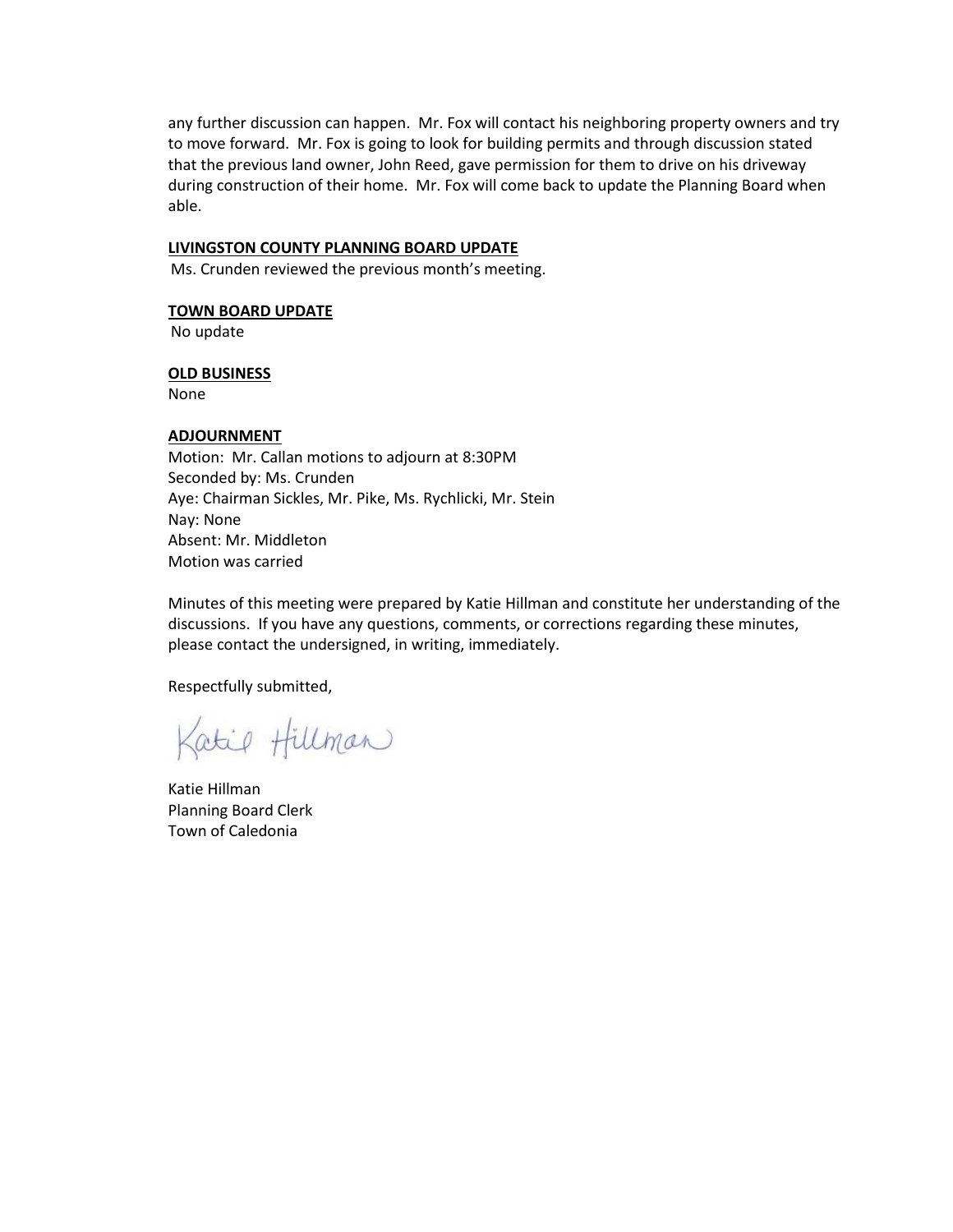any further discussion can happen. Mr. Fox will contact his neighboring property owners and try to move forward. Mr. Fox is going to look for building permits and through discussion stated that the previous land owner, John Reed, gave permission for them to drive on his driveway during construction of their home. Mr. Fox will come back to update the Planning Board when able.

**LIVINGSTON COUNTY PLANNING BOARD UPDATE**

Ms. Crunden reviewed the previous month's meeting.

**TOWN BOARD UPDATE**

No update

**OLD BUSINESS**

None

**ADJOURNMENT**

Motion: Mr. Callan motions to adjourn at 8:30PM
Seconded by: Ms. Crunden
Aye: Chairman Sickles, Mr. Pike, Ms. Rychlicki, Mr. Stein
Nay: None
Absent: Mr. Middleton
Motion was carried

Minutes of this meeting were prepared by Katie Hillman and constitute her understanding of the discussions. If you have any questions, comments, or corrections regarding these minutes, please contact the undersigned, in writing, immediately.

Respectfully submitted,

Katie Hillman

Katie Hillman
Planning Board Clerk
Town of Caledonia